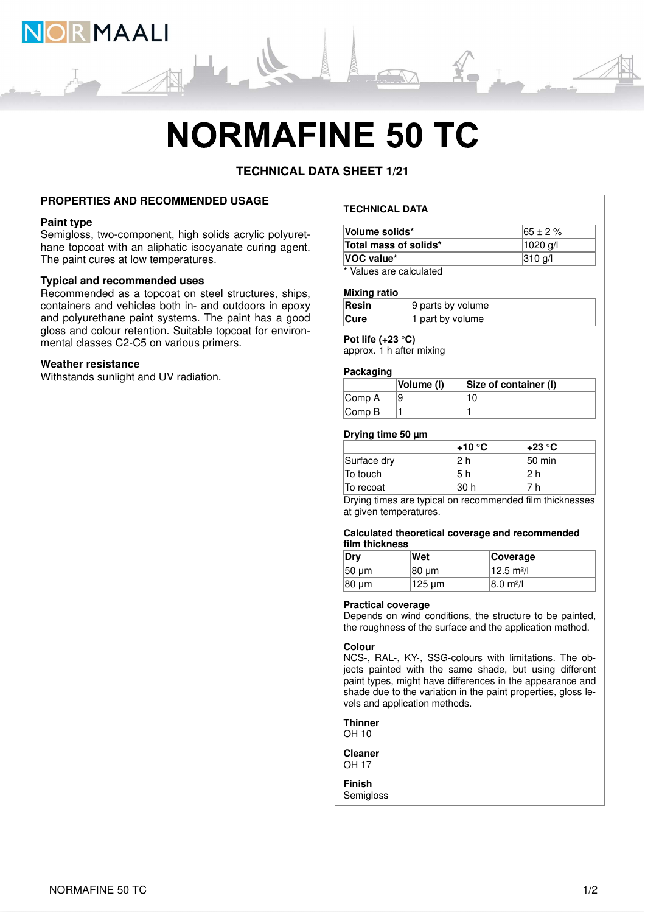# NORMAFINE 50 TC

## TECHNICAL DATA SHEET 1/21

### PROPERTIES AND RECOMMENDED USAGE

**Paint type**
Semigloss, two-component, high solids acrylic polyurethane topcoat with an aliphatic isocyanate curing agent. The paint cures at low temperatures.

**Typical and recommended uses**
Recommended as a topcoat on steel structures, ships, containers and vehicles both in- and outdoors in epoxy and polyurethane paint systems. The paint has a good gloss and colour retention. Suitable topcoat for environmental classes C2-C5 on various primers.

**Weather resistance**
Withstands sunlight and UV radiation.

### TECHNICAL DATA

| | |
|---|---|
| **Volume solids*** | 65 ± 2 % |
| **Total mass of solids*** | 1020 g/l |
| **VOC value*** | 310 g/l |

* Values are calculated

**Mixing ratio**

| | |
|---|---|
| **Resin** | 9 parts by volume |
| **Cure** | 1 part by volume |

**Pot life (+23 °C)**
approx. 1 h after mixing

**Packaging**

| | Volume (l) | Size of container (l) |
|---|---|---|
| Comp A | 9 | 10 |
| Comp B | 1 | 1 |

**Drying time 50 µm**

| | +10 °C | +23 °C |
|---|---|---|
| Surface dry | 2 h | 50 min |
| To touch | 5 h | 2 h |
| To recoat | 30 h | 7 h |

Drying times are typical on recommended film thicknesses at given temperatures.

**Calculated theoretical coverage and recommended film thickness**

| Dry | Wet | Coverage |
|---|---|---|
| 50 µm | 80 µm | 12.5 m²/l |
| 80 µm | 125 µm | 8.0 m²/l |

**Practical coverage**
Depends on wind conditions, the structure to be painted, the roughness of the surface and the application method.

**Colour**
NCS-, RAL-, KY-, SSG-colours with limitations. The objects painted with the same shade, but using different paint types, might have differences in the appearance and shade due to the variation in the paint properties, gloss levels and application methods.

**Thinner**
OH 10

**Cleaner**
OH 17

**Finish**
Semigloss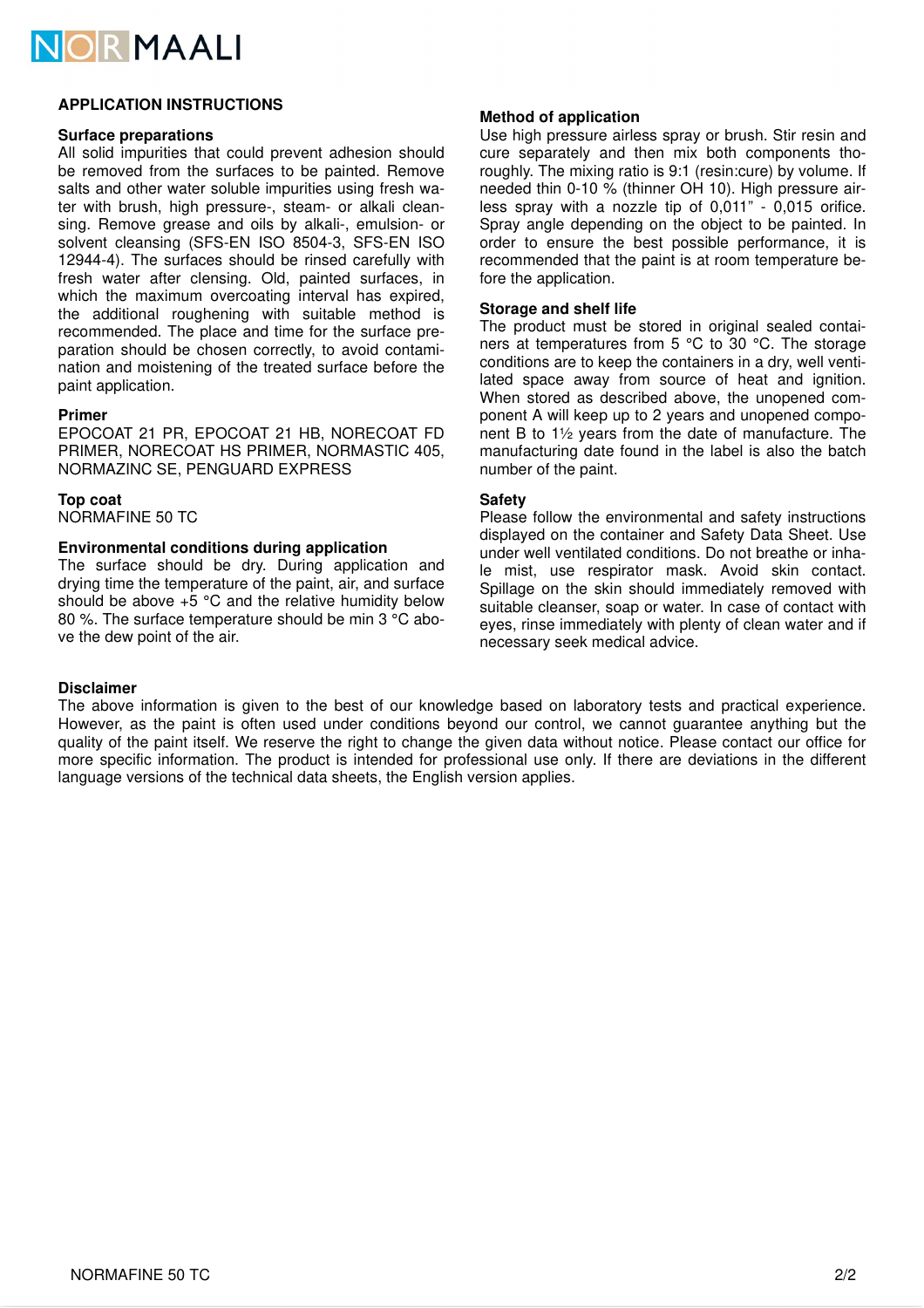## APPLICATION INSTRUCTIONS

### Surface preparations

All solid impurities that could prevent adhesion should be removed from the surfaces to be painted. Remove salts and other water soluble impurities using fresh water with brush, high pressure-, steam- or alkali cleansing. Remove grease and oils by alkali-, emulsion- or solvent cleansing (SFS-EN ISO 8504-3, SFS-EN ISO 12944-4). The surfaces should be rinsed carefully with fresh water after clensing. Old, painted surfaces, in which the maximum overcoating interval has expired, the additional roughening with suitable method is recommended. The place and time for the surface preparation should be chosen correctly, to avoid contamination and moistening of the treated surface before the paint application.

### Primer

EPOCOAT 21 PR, EPOCOAT 21 HB, NORECOAT FD PRIMER, NORECOAT HS PRIMER, NORMASTIC 405, NORMAZINC SE, PENGUARD EXPRESS

### Top coat

NORMAFINE 50 TC

### Environmental conditions during application

The surface should be dry. During application and drying time the temperature of the paint, air, and surface should be above +5 °C and the relative humidity below 80 %. The surface temperature should be min 3 °C above the dew point of the air.

### Method of application

Use high pressure airless spray or brush. Stir resin and cure separately and then mix both components thoroughly. The mixing ratio is 9:1 (resin:cure) by volume. If needed thin 0-10 % (thinner OH 10). High pressure airless spray with a nozzle tip of 0,011" - 0,015 orifice. Spray angle depending on the object to be painted. In order to ensure the best possible performance, it is recommended that the paint is at room temperature before the application.

### Storage and shelf life

The product must be stored in original sealed containers at temperatures from 5 °C to 30 °C. The storage conditions are to keep the containers in a dry, well ventilated space away from source of heat and ignition. When stored as described above, the unopened component A will keep up to 2 years and unopened component B to 1½ years from the date of manufacture. The manufacturing date found in the label is also the batch number of the paint.

### Safety

Please follow the environmental and safety instructions displayed on the container and Safety Data Sheet. Use under well ventilated conditions. Do not breathe or inhale mist, use respirator mask. Avoid skin contact. Spillage on the skin should immediately removed with suitable cleanser, soap or water. In case of contact with eyes, rinse immediately with plenty of clean water and if necessary seek medical advice.

### Disclaimer

The above information is given to the best of our knowledge based on laboratory tests and practical experience. However, as the paint is often used under conditions beyond our control, we cannot guarantee anything but the quality of the paint itself. We reserve the right to change the given data without notice. Please contact our office for more specific information. The product is intended for professional use only. If there are deviations in the different language versions of the technical data sheets, the English version applies.